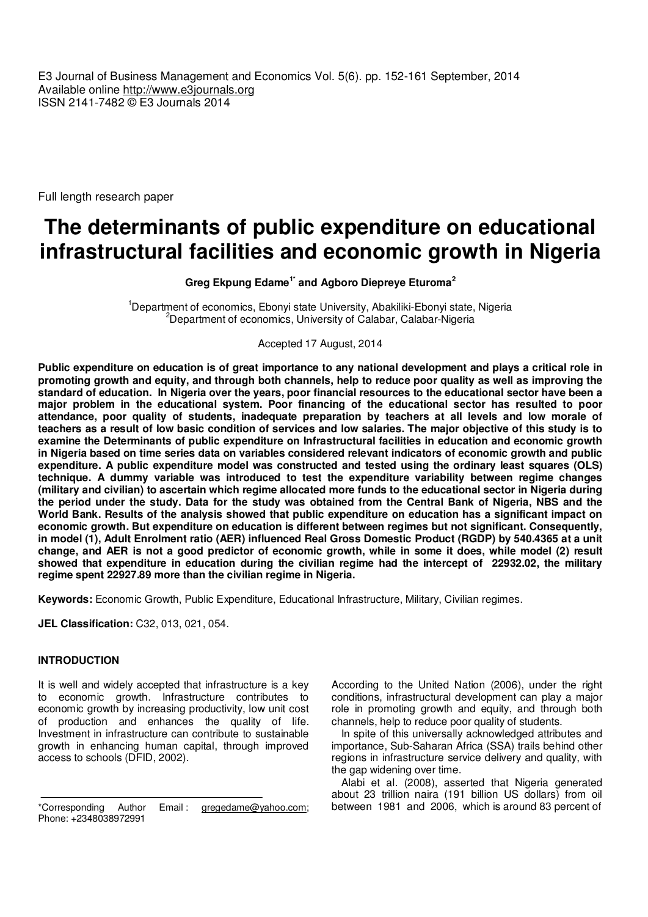E3 Journal of Business Management and Economics Vol. 5(6). pp. 152-161 September, 2014
Available online http://www.e3journals.org
ISSN 2141-7482 © E3 Journals 2014

Full length research paper

# The determinants of public expenditure on educational infrastructural facilities and economic growth in Nigeria

**Greg Ekpung Edame[1*] and Agboro Diepreye Eturoma[2]**

[1]Department of economics, Ebonyi state University, Abakiliki-Ebonyi state, Nigeria
[2]Department of economics, University of Calabar, Calabar-Nigeria

Accepted 17 August, 2014

**Public expenditure on education is of great importance to any national development and plays a critical role in promoting growth and equity, and through both channels, help to reduce poor quality as well as improving the standard of education. In Nigeria over the years, poor financial resources to the educational sector have been a major problem in the educational system. Poor financing of the educational sector has resulted to poor attendance, poor quality of students, inadequate preparation by teachers at all levels and low morale of teachers as a result of low basic condition of services and low salaries. The major objective of this study is to examine the Determinants of public expenditure on Infrastructural facilities in education and economic growth in Nigeria based on time series data on variables considered relevant indicators of economic growth and public expenditure. A public expenditure model was constructed and tested using the ordinary least squares (OLS) technique. A dummy variable was introduced to test the expenditure variability between regime changes (military and civilian) to ascertain which regime allocated more funds to the educational sector in Nigeria during the period under the study. Data for the study was obtained from the Central Bank of Nigeria, NBS and the World Bank. Results of the analysis showed that public expenditure on education has a significant impact on economic growth. But expenditure on education is different between regimes but not significant. Consequently, in model (1), Adult Enrolment ratio (AER) influenced Real Gross Domestic Product (RGDP) by 540.4365 at a unit change, and AER is not a good predictor of economic growth, while in some it does, while model (2) result showed that expenditure in education during the civilian regime had the intercept of 22932.02, the military regime spent 22927.89 more than the civilian regime in Nigeria.**

**Keywords:** Economic Growth, Public Expenditure, Educational Infrastructure, Military, Civilian regimes.

**JEL Classification:** C32, 013, 021, 054.

## INTRODUCTION

It is well and widely accepted that infrastructure is a key to economic growth. Infrastructure contributes to economic growth by increasing productivity, low unit cost of production and enhances the quality of life. Investment in infrastructure can contribute to sustainable growth in enhancing human capital, through improved access to schools (DFID, 2002).

According to the United Nation (2006), under the right conditions, infrastructural development can play a major role in promoting growth and equity, and through both channels, help to reduce poor quality of students.

In spite of this universally acknowledged attributes and importance, Sub-Saharan Africa (SSA) trails behind other regions in infrastructure service delivery and quality, with the gap widening over time.

Alabi et al. (2008), asserted that Nigeria generated about 23 trillion naira (191 billion US dollars) from oil between 1981 and 2006, which is around 83 percent of

*Corresponding Author Email : gregedame@yahoo.com; Phone: +2348038972991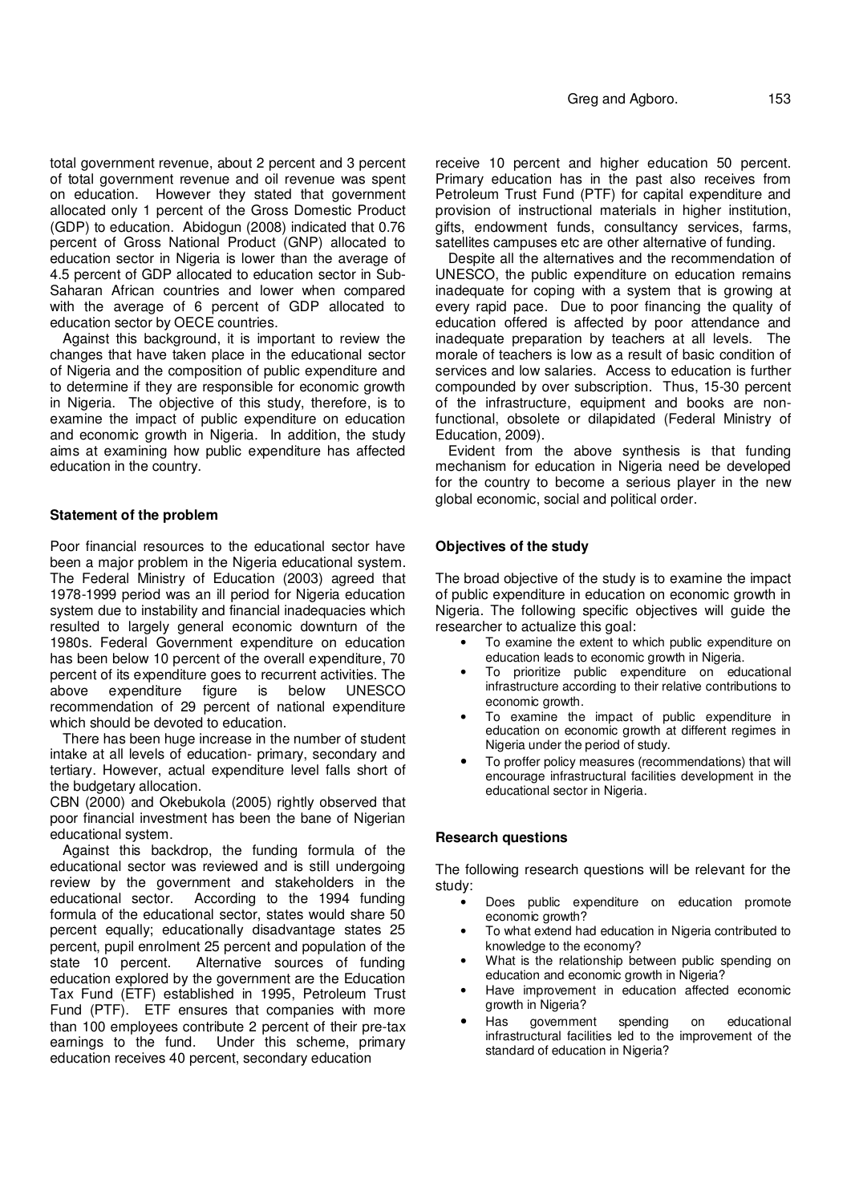total government revenue, about 2 percent and 3 percent of total government revenue and oil revenue was spent on education. However they stated that government allocated only 1 percent of the Gross Domestic Product (GDP) to education. Abidogun (2008) indicated that 0.76 percent of Gross National Product (GNP) allocated to education sector in Nigeria is lower than the average of 4.5 percent of GDP allocated to education sector in Sub-Saharan African countries and lower when compared with the average of 6 percent of GDP allocated to education sector by OECE countries.

Against this background, it is important to review the changes that have taken place in the educational sector of Nigeria and the composition of public expenditure and to determine if they are responsible for economic growth in Nigeria. The objective of this study, therefore, is to examine the impact of public expenditure on education and economic growth in Nigeria. In addition, the study aims at examining how public expenditure has affected education in the country.

### Statement of the problem

Poor financial resources to the educational sector have been a major problem in the Nigeria educational system. The Federal Ministry of Education (2003) agreed that 1978-1999 period was an ill period for Nigeria education system due to instability and financial inadequacies which resulted to largely general economic downturn of the 1980s. Federal Government expenditure on education has been below 10 percent of the overall expenditure, 70 percent of its expenditure goes to recurrent activities. The above expenditure figure is below UNESCO recommendation of 29 percent of national expenditure which should be devoted to education.

There has been huge increase in the number of student intake at all levels of education- primary, secondary and tertiary. However, actual expenditure level falls short of the budgetary allocation.

CBN (2000) and Okebukola (2005) rightly observed that poor financial investment has been the bane of Nigerian educational system.

Against this backdrop, the funding formula of the educational sector was reviewed and is still undergoing review by the government and stakeholders in the educational sector. According to the 1994 funding formula of the educational sector, states would share 50 percent equally; educationally disadvantage states 25 percent, pupil enrolment 25 percent and population of the state 10 percent. Alternative sources of funding education explored by the government are the Education Tax Fund (ETF) established in 1995, Petroleum Trust Fund (PTF). ETF ensures that companies with more than 100 employees contribute 2 percent of their pre-tax earnings to the fund. Under this scheme, primary education receives 40 percent, secondary education receive 10 percent and higher education 50 percent. Primary education has in the past also receives from Petroleum Trust Fund (PTF) for capital expenditure and provision of instructional materials in higher institution, gifts, endowment funds, consultancy services, farms, satellites campuses etc are other alternative of funding.

Despite all the alternatives and the recommendation of UNESCO, the public expenditure on education remains inadequate for coping with a system that is growing at every rapid pace. Due to poor financing the quality of education offered is affected by poor attendance and inadequate preparation by teachers at all levels. The morale of teachers is low as a result of basic condition of services and low salaries. Access to education is further compounded by over subscription. Thus, 15-30 percent of the infrastructure, equipment and books are non-functional, obsolete or dilapidated (Federal Ministry of Education, 2009).

Evident from the above synthesis is that funding mechanism for education in Nigeria need be developed for the country to become a serious player in the new global economic, social and political order.

### Objectives of the study

The broad objective of the study is to examine the impact of public expenditure in education on economic growth in Nigeria. The following specific objectives will guide the researcher to actualize this goal:

- To examine the extent to which public expenditure on education leads to economic growth in Nigeria.
- To prioritize public expenditure on educational infrastructure according to their relative contributions to economic growth.
- To examine the impact of public expenditure in education on economic growth at different regimes in Nigeria under the period of study.
- To proffer policy measures (recommendations) that will encourage infrastructural facilities development in the educational sector in Nigeria.

### Research questions

The following research questions will be relevant for the study:

- Does public expenditure on education promote economic growth?
- To what extend had education in Nigeria contributed to knowledge to the economy?
- What is the relationship between public spending on education and economic growth in Nigeria?
- Have improvement in education affected economic growth in Nigeria?
- Has government spending on educational infrastructural facilities led to the improvement of the standard of education in Nigeria?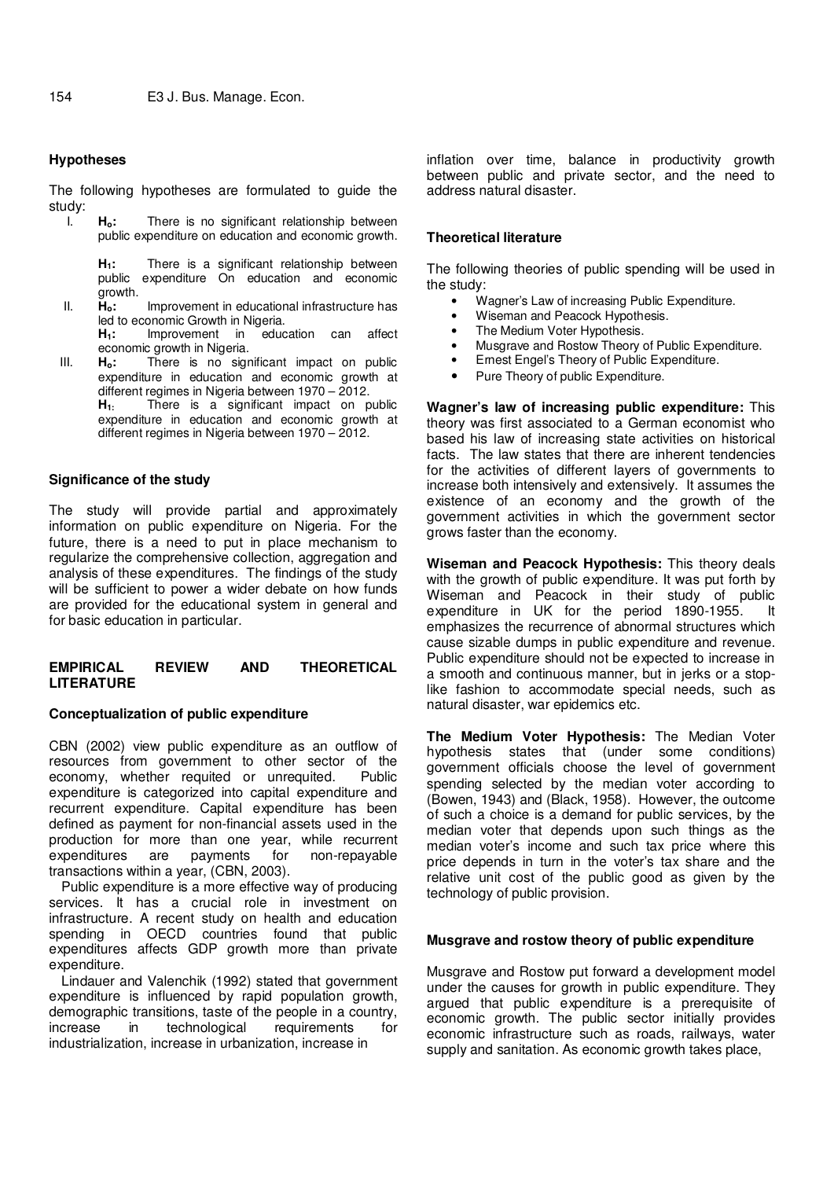### Hypotheses

The following hypotheses are formulated to guide the study:

I. **$H_o$:** There is no significant relationship between public expenditure on education and economic growth.

   **$H_1$:** There is a significant relationship between public expenditure On education and economic growth.

II. **$H_o$:** Improvement in educational infrastructure has led to economic Growth in Nigeria.

   **$H_1$:** Improvement in education can affect economic growth in Nigeria.

III. **$H_o$:** There is no significant impact on public expenditure in education and economic growth at different regimes in Nigeria between 1970 – 2012.

   **$H_1$:** There is a significant impact on public expenditure in education and economic growth at different regimes in Nigeria between 1970 – 2012.

### Significance of the study

The study will provide partial and approximately information on public expenditure on Nigeria. For the future, there is a need to put in place mechanism to regularize the comprehensive collection, aggregation and analysis of these expenditures. The findings of the study will be sufficient to power a wider debate on how funds are provided for the educational system in general and for basic education in particular.

## EMPIRICAL REVIEW AND THEORETICAL LITERATURE

### Conceptualization of public expenditure

CBN (2002) view public expenditure as an outflow of resources from government to other sector of the economy, whether requited or unrequited. Public expenditure is categorized into capital expenditure and recurrent expenditure. Capital expenditure has been defined as payment for non-financial assets used in the production for more than one year, while recurrent expenditures are payments for non-repayable transactions within a year, (CBN, 2003).

Public expenditure is a more effective way of producing services. It has a crucial role in investment on infrastructure. A recent study on health and education spending in OECD countries found that public expenditures affects GDP growth more than private expenditure.

Lindauer and Valenchik (1992) stated that government expenditure is influenced by rapid population growth, demographic transitions, taste of the people in a country, increase in technological requirements for industrialization, increase in urbanization, increase in inflation over time, balance in productivity growth between public and private sector, and the need to address natural disaster.

### Theoretical literature

The following theories of public spending will be used in the study:

- Wagner's Law of increasing Public Expenditure.
- Wiseman and Peacock Hypothesis.
- The Medium Voter Hypothesis.
- Musgrave and Rostow Theory of Public Expenditure.
- Ernest Engel's Theory of Public Expenditure.
- Pure Theory of public Expenditure.

**Wagner's law of increasing public expenditure:** This theory was first associated to a German economist who based his law of increasing state activities on historical facts. The law states that there are inherent tendencies for the activities of different layers of governments to increase both intensively and extensively. It assumes the existence of an economy and the growth of the government activities in which the government sector grows faster than the economy.

**Wiseman and Peacock Hypothesis:** This theory deals with the growth of public expenditure. It was put forth by Wiseman and Peacock in their study of public expenditure in UK for the period 1890-1955. It emphasizes the recurrence of abnormal structures which cause sizable dumps in public expenditure and revenue. Public expenditure should not be expected to increase in a smooth and continuous manner, but in jerks or a stop-like fashion to accommodate special needs, such as natural disaster, war epidemics etc.

**The Medium Voter Hypothesis:** The Median Voter hypothesis states that (under some conditions) government officials choose the level of government spending selected by the median voter according to (Bowen, 1943) and (Black, 1958). However, the outcome of such a choice is a demand for public services, by the median voter that depends upon such things as the median voter's income and such tax price where this price depends in turn in the voter's tax share and the relative unit cost of the public good as given by the technology of public provision.

### Musgrave and rostow theory of public expenditure

Musgrave and Rostow put forward a development model under the causes for growth in public expenditure. They argued that public expenditure is a prerequisite of economic growth. The public sector initially provides economic infrastructure such as roads, railways, water supply and sanitation. As economic growth takes place,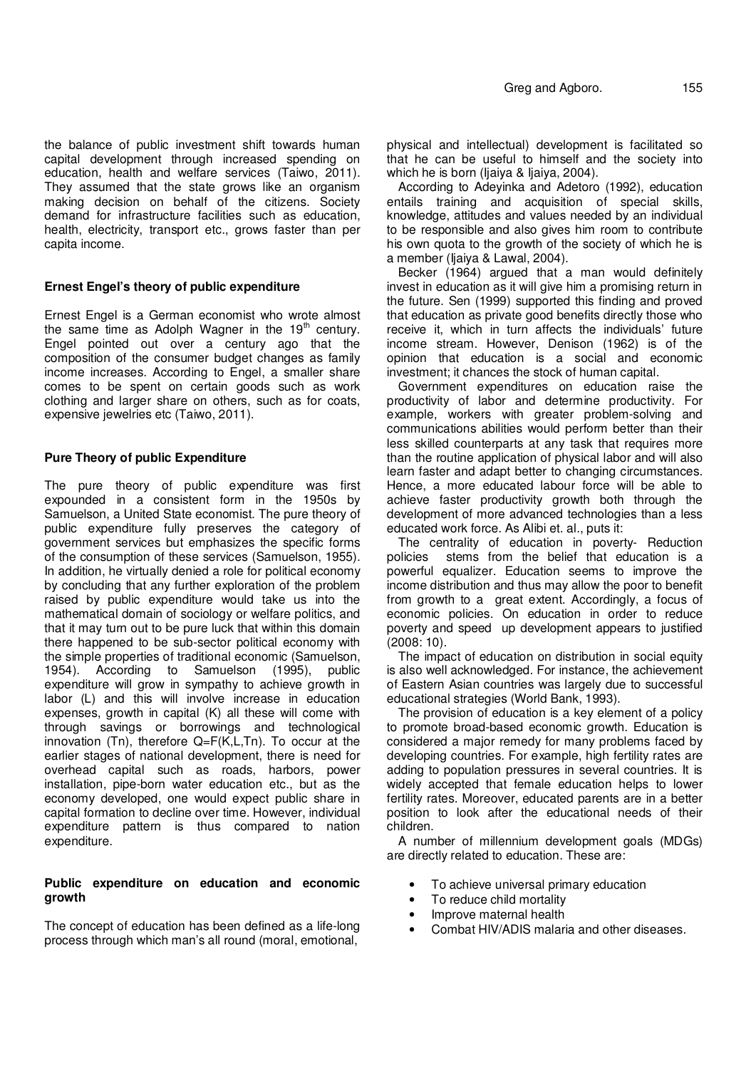the balance of public investment shift towards human capital development through increased spending on education, health and welfare services (Taiwo, 2011). They assumed that the state grows like an organism making decision on behalf of the citizens. Society demand for infrastructure facilities such as education, health, electricity, transport etc., grows faster than per capita income.

### Ernest Engel's theory of public expenditure

Ernest Engel is a German economist who wrote almost the same time as Adolph Wagner in the 19th century. Engel pointed out over a century ago that the composition of the consumer budget changes as family income increases. According to Engel, a smaller share comes to be spent on certain goods such as work clothing and larger share on others, such as for coats, expensive jewelries etc (Taiwo, 2011).

### Pure Theory of public Expenditure

The pure theory of public expenditure was first expounded in a consistent form in the 1950s by Samuelson, a United State economist. The pure theory of public expenditure fully preserves the category of government services but emphasizes the specific forms of the consumption of these services (Samuelson, 1955). In addition, he virtually denied a role for political economy by concluding that any further exploration of the problem raised by public expenditure would take us into the mathematical domain of sociology or welfare politics, and that it may turn out to be pure luck that within this domain there happened to be sub-sector political economy with the simple properties of traditional economic (Samuelson, 1954). According to Samuelson (1995), public expenditure will grow in sympathy to achieve growth in labor (L) and this will involve increase in education expenses, growth in capital (K) all these will come with through savings or borrowings and technological innovation (Tn), therefore $Q=F(K,L,Tn)$. To occur at the earlier stages of national development, there is need for overhead capital such as roads, harbors, power installation, pipe-born water education etc., but as the economy developed, one would expect public share in capital formation to decline over time. However, individual expenditure pattern is thus compared to nation expenditure.

### Public expenditure on education and economic growth

The concept of education has been defined as a life-long process through which man's all round (moral, emotional, physical and intellectual) development is facilitated so that he can be useful to himself and the society into which he is born (Ijaiya & Ijaiya, 2004).

According to Adeyinka and Adetoro (1992), education entails training and acquisition of special skills, knowledge, attitudes and values needed by an individual to be responsible and also gives him room to contribute his own quota to the growth of the society of which he is a member (Ijaiya & Lawal, 2004).

Becker (1964) argued that a man would definitely invest in education as it will give him a promising return in the future. Sen (1999) supported this finding and proved that education as private good benefits directly those who receive it, which in turn affects the individuals' future income stream. However, Denison (1962) is of the opinion that education is a social and economic investment; it chances the stock of human capital.

Government expenditures on education raise the productivity of labor and determine productivity. For example, workers with greater problem-solving and communications abilities would perform better than their less skilled counterparts at any task that requires more than the routine application of physical labor and will also learn faster and adapt better to changing circumstances. Hence, a more educated labour force will be able to achieve faster productivity growth both through the development of more advanced technologies than a less educated work force. As Alibi et. al., puts it:

The centrality of education in poverty- Reduction policies stems from the belief that education is a powerful equalizer. Education seems to improve the income distribution and thus may allow the poor to benefit from growth to a great extent. Accordingly, a focus of economic policies. On education in order to reduce poverty and speed up development appears to justified (2008: 10).

The impact of education on distribution in social equity is also well acknowledged. For instance, the achievement of Eastern Asian countries was largely due to successful educational strategies (World Bank, 1993).

The provision of education is a key element of a policy to promote broad-based economic growth. Education is considered a major remedy for many problems faced by developing countries. For example, high fertility rates are adding to population pressures in several countries. It is widely accepted that female education helps to lower fertility rates. Moreover, educated parents are in a better position to look after the educational needs of their children.

A number of millennium development goals (MDGs) are directly related to education. These are:

- To achieve universal primary education
- To reduce child mortality
- Improve maternal health
- Combat HIV/ADIS malaria and other diseases.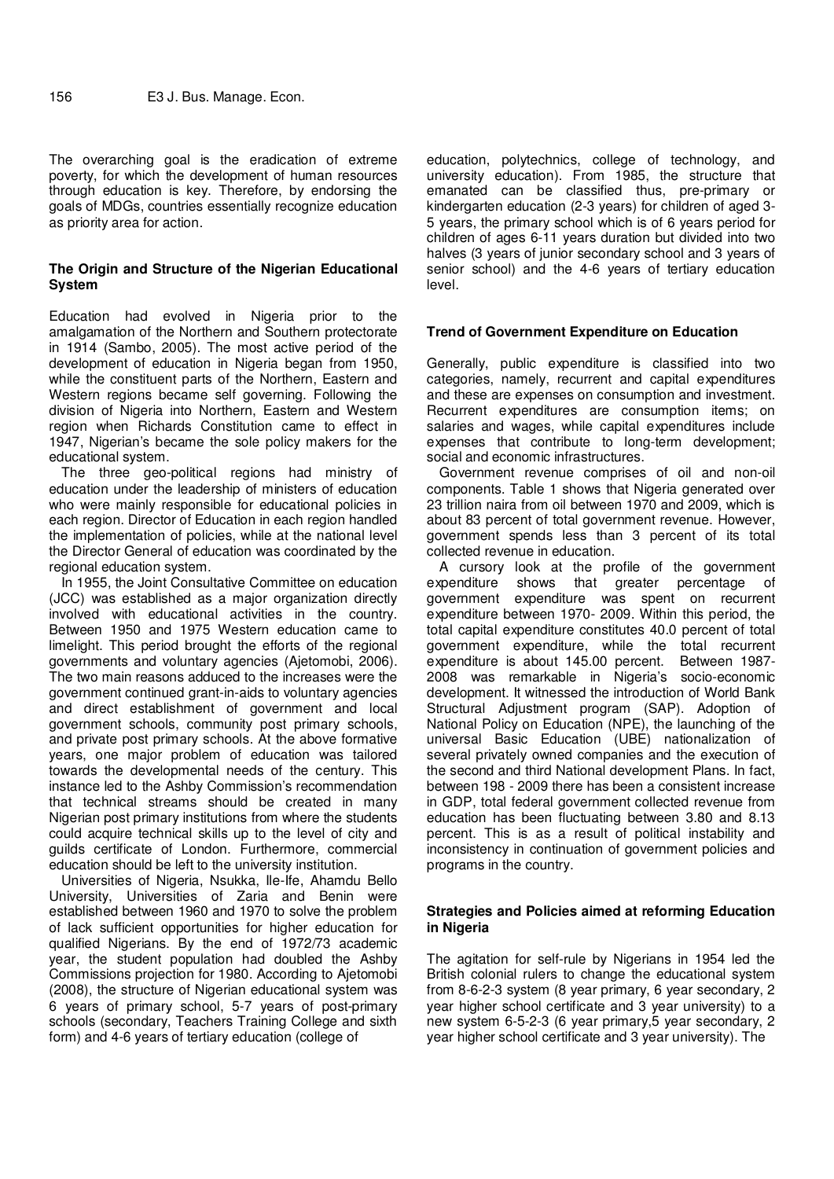The overarching goal is the eradication of extreme poverty, for which the development of human resources through education is key. Therefore, by endorsing the goals of MDGs, countries essentially recognize education as priority area for action.

### The Origin and Structure of the Nigerian Educational System

Education had evolved in Nigeria prior to the amalgamation of the Northern and Southern protectorate in 1914 (Sambo, 2005). The most active period of the development of education in Nigeria began from 1950, while the constituent parts of the Northern, Eastern and Western regions became self governing. Following the division of Nigeria into Northern, Eastern and Western region when Richards Constitution came to effect in 1947, Nigerian's became the sole policy makers for the educational system.

The three geo-political regions had ministry of education under the leadership of ministers of education who were mainly responsible for educational policies in each region. Director of Education in each region handled the implementation of policies, while at the national level the Director General of education was coordinated by the regional education system.

In 1955, the Joint Consultative Committee on education (JCC) was established as a major organization directly involved with educational activities in the country. Between 1950 and 1975 Western education came to limelight. This period brought the efforts of the regional governments and voluntary agencies (Ajetomobi, 2006). The two main reasons adduced to the increases were the government continued grant-in-aids to voluntary agencies and direct establishment of government and local government schools, community post primary schools, and private post primary schools. At the above formative years, one major problem of education was tailored towards the developmental needs of the century. This instance led to the Ashby Commission's recommendation that technical streams should be created in many Nigerian post primary institutions from where the students could acquire technical skills up to the level of city and guilds certificate of London. Furthermore, commercial education should be left to the university institution.

Universities of Nigeria, Nsukka, Ile-Ife, Ahamdu Bello University, Universities of Zaria and Benin were established between 1960 and 1970 to solve the problem of lack sufficient opportunities for higher education for qualified Nigerians. By the end of 1972/73 academic year, the student population had doubled the Ashby Commissions projection for 1980. According to Ajetomobi (2008), the structure of Nigerian educational system was 6 years of primary school, 5-7 years of post-primary schools (secondary, Teachers Training College and sixth form) and 4-6 years of tertiary education (college of education, polytechnics, college of technology, and university education). From 1985, the structure that emanated can be classified thus, pre-primary or kindergarten education (2-3 years) for children of aged 3-5 years, the primary school which is of 6 years period for children of ages 6-11 years duration but divided into two halves (3 years of junior secondary school and 3 years of senior school) and the 4-6 years of tertiary education level.

### Trend of Government Expenditure on Education

Generally, public expenditure is classified into two categories, namely, recurrent and capital expenditures and these are expenses on consumption and investment. Recurrent expenditures are consumption items; on salaries and wages, while capital expenditures include expenses that contribute to long-term development; social and economic infrastructures.

Government revenue comprises of oil and non-oil components. Table 1 shows that Nigeria generated over 23 trillion naira from oil between 1970 and 2009, which is about 83 percent of total government revenue. However, government spends less than 3 percent of its total collected revenue in education.

A cursory look at the profile of the government expenditure shows that greater percentage of government expenditure was spent on recurrent expenditure between 1970- 2009. Within this period, the total capital expenditure constitutes 40.0 percent of total government expenditure, while the total recurrent expenditure is about 145.00 percent. Between 1987-2008 was remarkable in Nigeria's socio-economic development. It witnessed the introduction of World Bank Structural Adjustment program (SAP). Adoption of National Policy on Education (NPE), the launching of the universal Basic Education (UBE) nationalization of several privately owned companies and the execution of the second and third National development Plans. In fact, between 198 - 2009 there has been a consistent increase in GDP, total federal government collected revenue from education has been fluctuating between 3.80 and 8.13 percent. This is as a result of political instability and inconsistency in continuation of government policies and programs in the country.

### Strategies and Policies aimed at reforming Education in Nigeria

The agitation for self-rule by Nigerians in 1954 led the British colonial rulers to change the educational system from 8-6-2-3 system (8 year primary, 6 year secondary, 2 year higher school certificate and 3 year university) to a new system 6-5-2-3 (6 year primary,5 year secondary, 2 year higher school certificate and 3 year university). The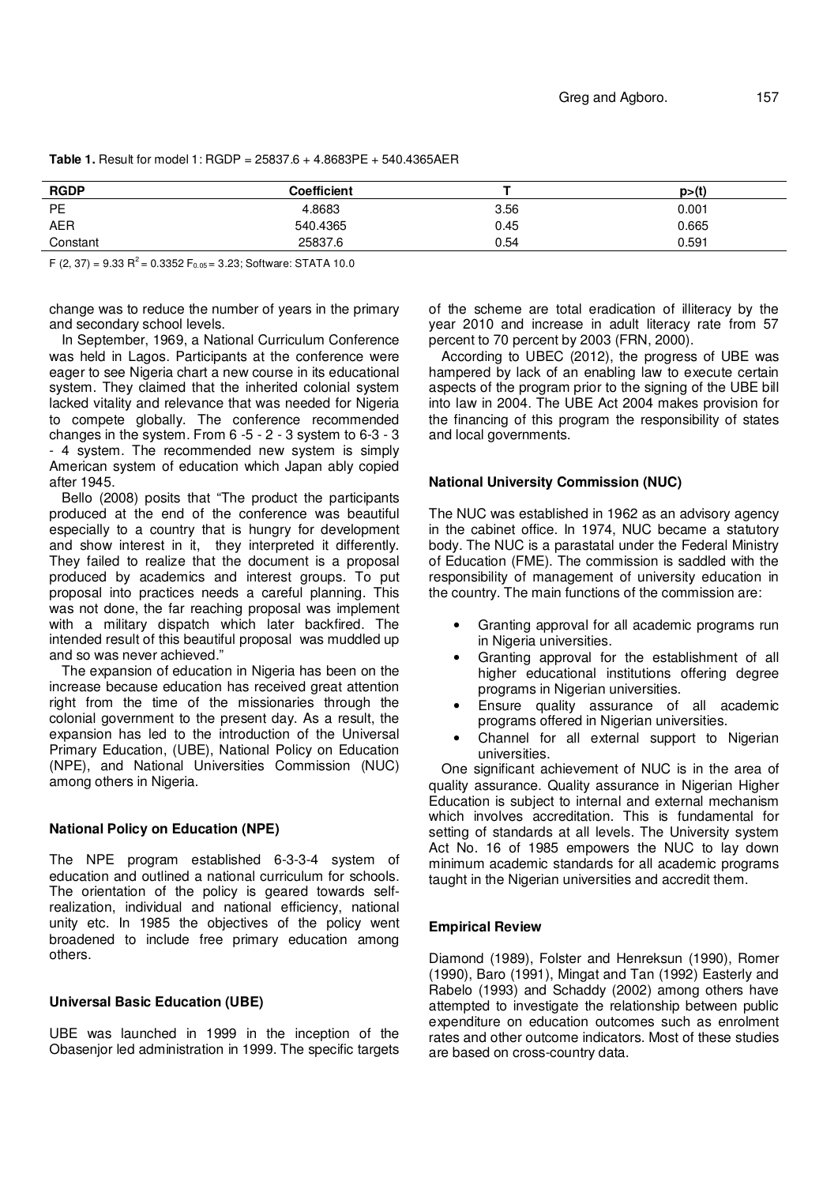**Table 1.** Result for model 1: RGDP = 25837.6 + 4.8683PE + 540.4365AER

| RGDP | Coefficient | T | p>(t) |
|---|---|---|---|
| PE | 4.8683 | 3.56 | 0.001 |
| AER | 540.4365 | 0.45 | 0.665 |
| Constant | 25837.6 | 0.54 | 0.591 |

$F\ (2, 37) = 9.33$ $R^2 = 0.3352$ $F_{0.05} = 3.23$; Software: STATA 10.0

change was to reduce the number of years in the primary and secondary school levels.

In September, 1969, a National Curriculum Conference was held in Lagos. Participants at the conference were eager to see Nigeria chart a new course in its educational system. They claimed that the inherited colonial system lacked vitality and relevance that was needed for Nigeria to compete globally. The conference recommended changes in the system. From 6 -5 - 2 - 3 system to 6-3 - 3 - 4 system. The recommended new system is simply American system of education which Japan ably copied after 1945.

Bello (2008) posits that "The product the participants produced at the end of the conference was beautiful especially to a country that is hungry for development and show interest in it, they interpreted it differently. They failed to realize that the document is a proposal produced by academics and interest groups. To put proposal into practices needs a careful planning. This was not done, the far reaching proposal was implement with a military dispatch which later backfired. The intended result of this beautiful proposal was muddled up and so was never achieved."

The expansion of education in Nigeria has been on the increase because education has received great attention right from the time of the missionaries through the colonial government to the present day. As a result, the expansion has led to the introduction of the Universal Primary Education, (UBE), National Policy on Education (NPE), and National Universities Commission (NUC) among others in Nigeria.

### National Policy on Education (NPE)

The NPE program established 6-3-3-4 system of education and outlined a national curriculum for schools. The orientation of the policy is geared towards self-realization, individual and national efficiency, national unity etc. In 1985 the objectives of the policy went broadened to include free primary education among others.

### Universal Basic Education (UBE)

UBE was launched in 1999 in the inception of the Obasenjor led administration in 1999. The specific targets of the scheme are total eradication of illiteracy by the year 2010 and increase in adult literacy rate from 57 percent to 70 percent by 2003 (FRN, 2000).

According to UBEC (2012), the progress of UBE was hampered by lack of an enabling law to execute certain aspects of the program prior to the signing of the UBE bill into law in 2004. The UBE Act 2004 makes provision for the financing of this program the responsibility of states and local governments.

### National University Commission (NUC)

The NUC was established in 1962 as an advisory agency in the cabinet office. In 1974, NUC became a statutory body. The NUC is a parastatal under the Federal Ministry of Education (FME). The commission is saddled with the responsibility of management of university education in the country. The main functions of the commission are:

- Granting approval for all academic programs run in Nigeria universities.
- Granting approval for the establishment of all higher educational institutions offering degree programs in Nigerian universities.
- Ensure quality assurance of all academic programs offered in Nigerian universities.
- Channel for all external support to Nigerian universities.

One significant achievement of NUC is in the area of quality assurance. Quality assurance in Nigerian Higher Education is subject to internal and external mechanism which involves accreditation. This is fundamental for setting of standards at all levels. The University system Act No. 16 of 1985 empowers the NUC to lay down minimum academic standards for all academic programs taught in the Nigerian universities and accredit them.

### Empirical Review

Diamond (1989), Folster and Henreksun (1990), Romer (1990), Baro (1991), Mingat and Tan (1992) Easterly and Rabelo (1993) and Schaddy (2002) among others have attempted to investigate the relationship between public expenditure on education outcomes such as enrolment rates and other outcome indicators. Most of these studies are based on cross-country data.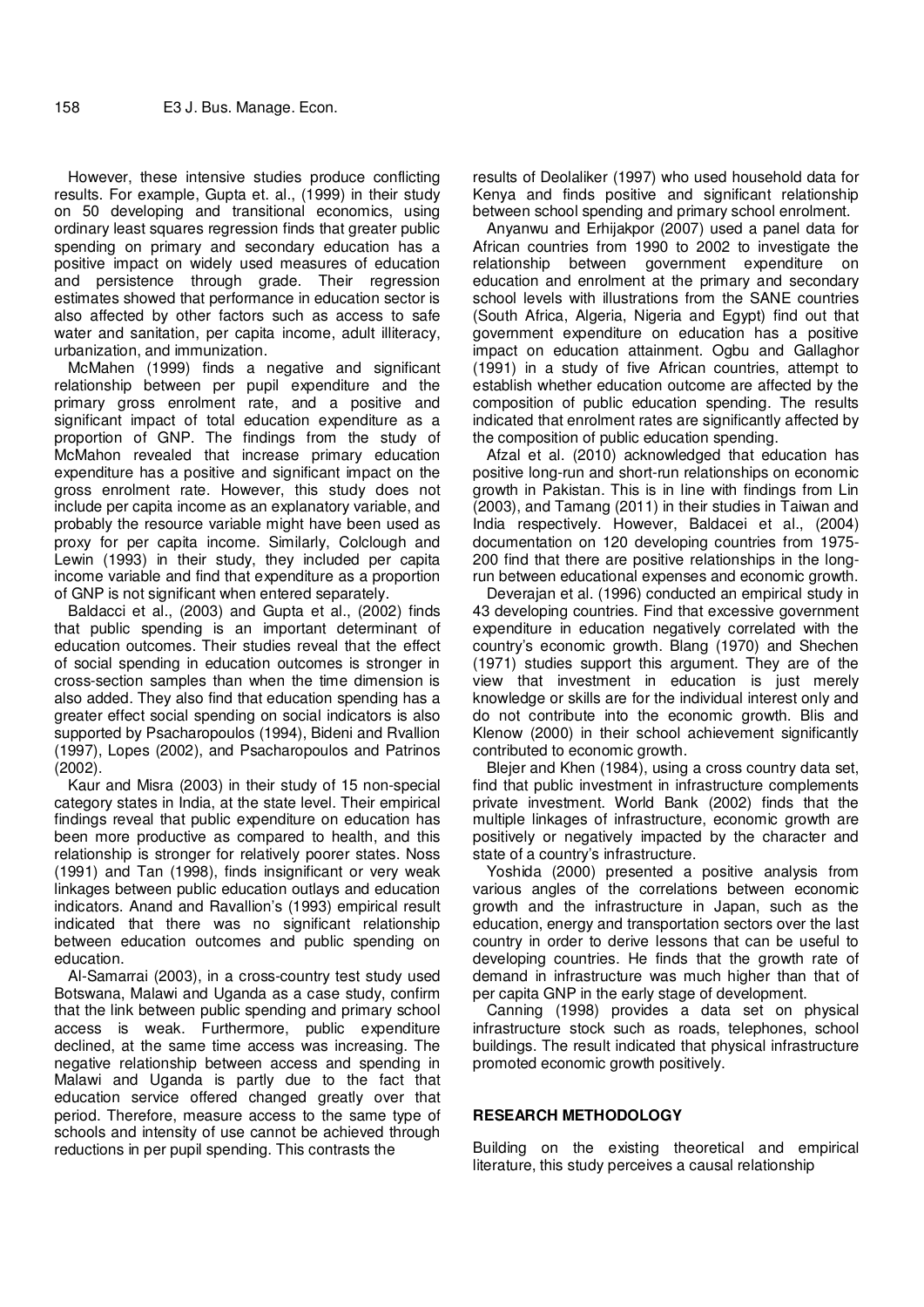However, these intensive studies produce conflicting results. For example, Gupta et. al., (1999) in their study on 50 developing and transitional economics, using ordinary least squares regression finds that greater public spending on primary and secondary education has a positive impact on widely used measures of education and persistence through grade. Their regression estimates showed that performance in education sector is also affected by other factors such as access to safe water and sanitation, per capita income, adult illiteracy, urbanization, and immunization.

McMahen (1999) finds a negative and significant relationship between per pupil expenditure and the primary gross enrolment rate, and a positive and significant impact of total education expenditure as a proportion of GNP. The findings from the study of McMahon revealed that increase primary education expenditure has a positive and significant impact on the gross enrolment rate. However, this study does not include per capita income as an explanatory variable, and probably the resource variable might have been used as proxy for per capita income. Similarly, Colclough and Lewin (1993) in their study, they included per capita income variable and find that expenditure as a proportion of GNP is not significant when entered separately.

Baldacci et al., (2003) and Gupta et al., (2002) finds that public spending is an important determinant of education outcomes. Their studies reveal that the effect of social spending in education outcomes is stronger in cross-section samples than when the time dimension is also added. They also find that education spending has a greater effect social spending on social indicators is also supported by Psacharopoulos (1994), Bideni and Rvallion (1997), Lopes (2002), and Psacharopoulos and Patrinos (2002).

Kaur and Misra (2003) in their study of 15 non-special category states in India, at the state level. Their empirical findings reveal that public expenditure on education has been more productive as compared to health, and this relationship is stronger for relatively poorer states. Noss (1991) and Tan (1998), finds insignificant or very weak linkages between public education outlays and education indicators. Anand and Ravallion's (1993) empirical result indicated that there was no significant relationship between education outcomes and public spending on education.

Al-Samarrai (2003), in a cross-country test study used Botswana, Malawi and Uganda as a case study, confirm that the link between public spending and primary school access is weak. Furthermore, public expenditure declined, at the same time access was increasing. The negative relationship between access and spending in Malawi and Uganda is partly due to the fact that education service offered changed greatly over that period. Therefore, measure access to the same type of schools and intensity of use cannot be achieved through reductions in per pupil spending. This contrasts the results of Deolaliker (1997) who used household data for Kenya and finds positive and significant relationship between school spending and primary school enrolment.

Anyanwu and Erhijakpor (2007) used a panel data for African countries from 1990 to 2002 to investigate the relationship between government expenditure on education and enrolment at the primary and secondary school levels with illustrations from the SANE countries (South Africa, Algeria, Nigeria and Egypt) find out that government expenditure on education has a positive impact on education attainment. Ogbu and Gallaghor (1991) in a study of five African countries, attempt to establish whether education outcome are affected by the composition of public education spending. The results indicated that enrolment rates are significantly affected by the composition of public education spending.

Afzal et al. (2010) acknowledged that education has positive long-run and short-run relationships on economic growth in Pakistan. This is in line with findings from Lin (2003), and Tamang (2011) in their studies in Taiwan and India respectively. However, Baldacei et al., (2004) documentation on 120 developing countries from 1975-200 find that there are positive relationships in the long-run between educational expenses and economic growth.

Deverajan et al. (1996) conducted an empirical study in 43 developing countries. Find that excessive government expenditure in education negatively correlated with the country's economic growth. Blang (1970) and Shechen (1971) studies support this argument. They are of the view that investment in education is just merely knowledge or skills are for the individual interest only and do not contribute into the economic growth. Blis and Klenow (2000) in their school achievement significantly contributed to economic growth.

Blejer and Khen (1984), using a cross country data set, find that public investment in infrastructure complements private investment. World Bank (2002) finds that the multiple linkages of infrastructure, economic growth are positively or negatively impacted by the character and state of a country's infrastructure.

Yoshida (2000) presented a positive analysis from various angles of the correlations between economic growth and the infrastructure in Japan, such as the education, energy and transportation sectors over the last country in order to derive lessons that can be useful to developing countries. He finds that the growth rate of demand in infrastructure was much higher than that of per capita GNP in the early stage of development.

Canning (1998) provides a data set on physical infrastructure stock such as roads, telephones, school buildings. The result indicated that physical infrastructure promoted economic growth positively.

## RESEARCH METHODOLOGY

Building on the existing theoretical and empirical literature, this study perceives a causal relationship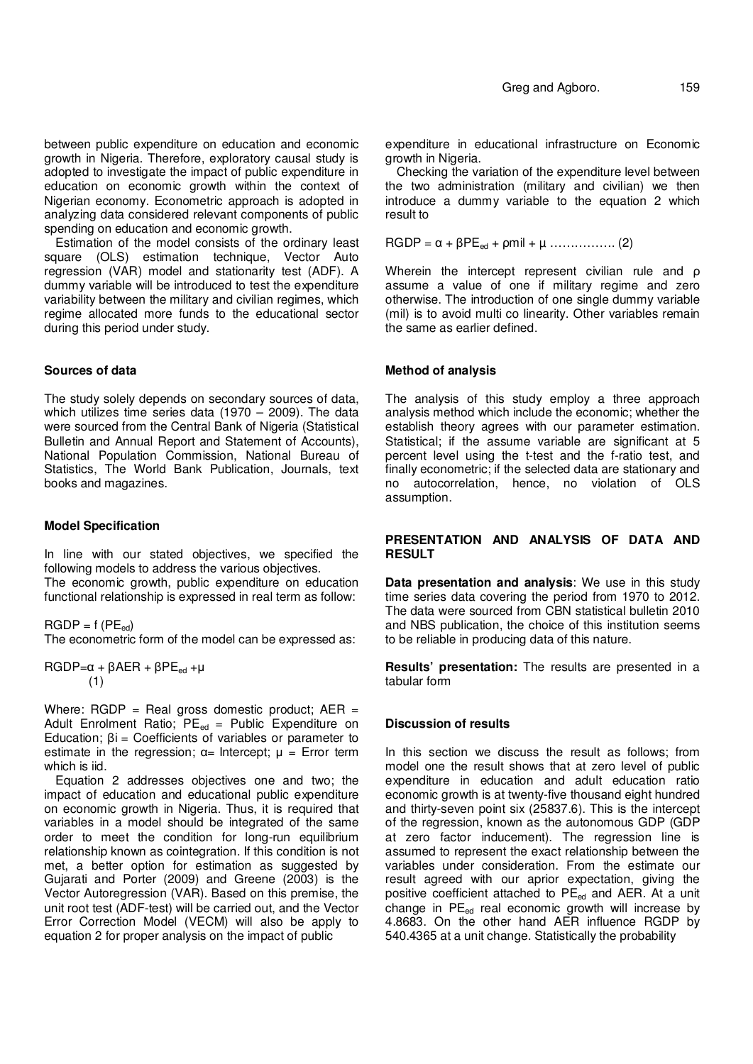between public expenditure on education and economic growth in Nigeria. Therefore, exploratory causal study is adopted to investigate the impact of public expenditure in education on economic growth within the context of Nigerian economy. Econometric approach is adopted in analyzing data considered relevant components of public spending on education and economic growth.

Estimation of the model consists of the ordinary least square (OLS) estimation technique, Vector Auto regression (VAR) model and stationarity test (ADF). A dummy variable will be introduced to test the expenditure variability between the military and civilian regimes, which regime allocated more funds to the educational sector during this period under study.

#### Sources of data

The study solely depends on secondary sources of data, which utilizes time series data (1970 – 2009). The data were sourced from the Central Bank of Nigeria (Statistical Bulletin and Annual Report and Statement of Accounts), National Population Commission, National Bureau of Statistics, The World Bank Publication, Journals, text books and magazines.

#### Model Specification

In line with our stated objectives, we specified the following models to address the various objectives.
The economic growth, public expenditure on education functional relationship is expressed in real term as follow:

$RGDP = f(PE_{ed})$
The econometric form of the model can be expressed as:

$$RGDP = \alpha + \beta AER + \beta PE_{ed} + \mu \quad (1)$$

Where: RGDP = Real gross domestic product; AER = Adult Enrolment Ratio; $PE_{ed}$ = Public Expenditure on Education; $\beta i$ = Coefficients of variables or parameter to estimate in the regression; $\alpha$= Intercept; $\mu$ = Error term which is iid.

Equation 2 addresses objectives one and two; the impact of education and educational public expenditure on economic growth in Nigeria. Thus, it is required that variables in a model should be integrated of the same order to meet the condition for long-run equilibrium relationship known as cointegration. If this condition is not met, a better option for estimation as suggested by Gujarati and Porter (2009) and Greene (2003) is the Vector Autoregression (VAR). Based on this premise, the unit root test (ADF-test) will be carried out, and the Vector Error Correction Model (VECM) will also be apply to equation 2 for proper analysis on the impact of public expenditure in educational infrastructure on Economic growth in Nigeria.

Checking the variation of the expenditure level between the two administration (military and civilian) we then introduce a dummy variable to the equation 2 which result to

$$RGDP = \alpha + \beta PE_{ed} + \rho mil + \mu \ \ldots\ldots\ldots\ldots\ldots (2)$$

Wherein the intercept represent civilian rule and $\rho$ assume a value of one if military regime and zero otherwise. The introduction of one single dummy variable (mil) is to avoid multi co linearity. Other variables remain the same as earlier defined.

#### Method of analysis

The analysis of this study employ a three approach analysis method which include the economic; whether the establish theory agrees with our parameter estimation. Statistical; if the assume variable are significant at 5 percent level using the t-test and the f-ratio test, and finally econometric; if the selected data are stationary and no autocorrelation, hence, no violation of OLS assumption.

### PRESENTATION AND ANALYSIS OF DATA AND RESULT

**Data presentation and analysis**: We use in this study time series data covering the period from 1970 to 2012. The data were sourced from CBN statistical bulletin 2010 and NBS publication, the choice of this institution seems to be reliable in producing data of this nature.

**Results' presentation:** The results are presented in a tabular form

#### Discussion of results

In this section we discuss the result as follows; from model one the result shows that at zero level of public expenditure in education and adult education ratio economic growth is at twenty-five thousand eight hundred and thirty-seven point six (25837.6). This is the intercept of the regression, known as the autonomous GDP (GDP at zero factor inducement). The regression line is assumed to represent the exact relationship between the variables under consideration. From the estimate our result agreed with our aprior expectation, giving the positive coefficient attached to $PE_{ed}$ and AER. At a unit change in $PE_{ed}$ real economic growth will increase by 4.8683. On the other hand AER influence RGDP by 540.4365 at a unit change. Statistically the probability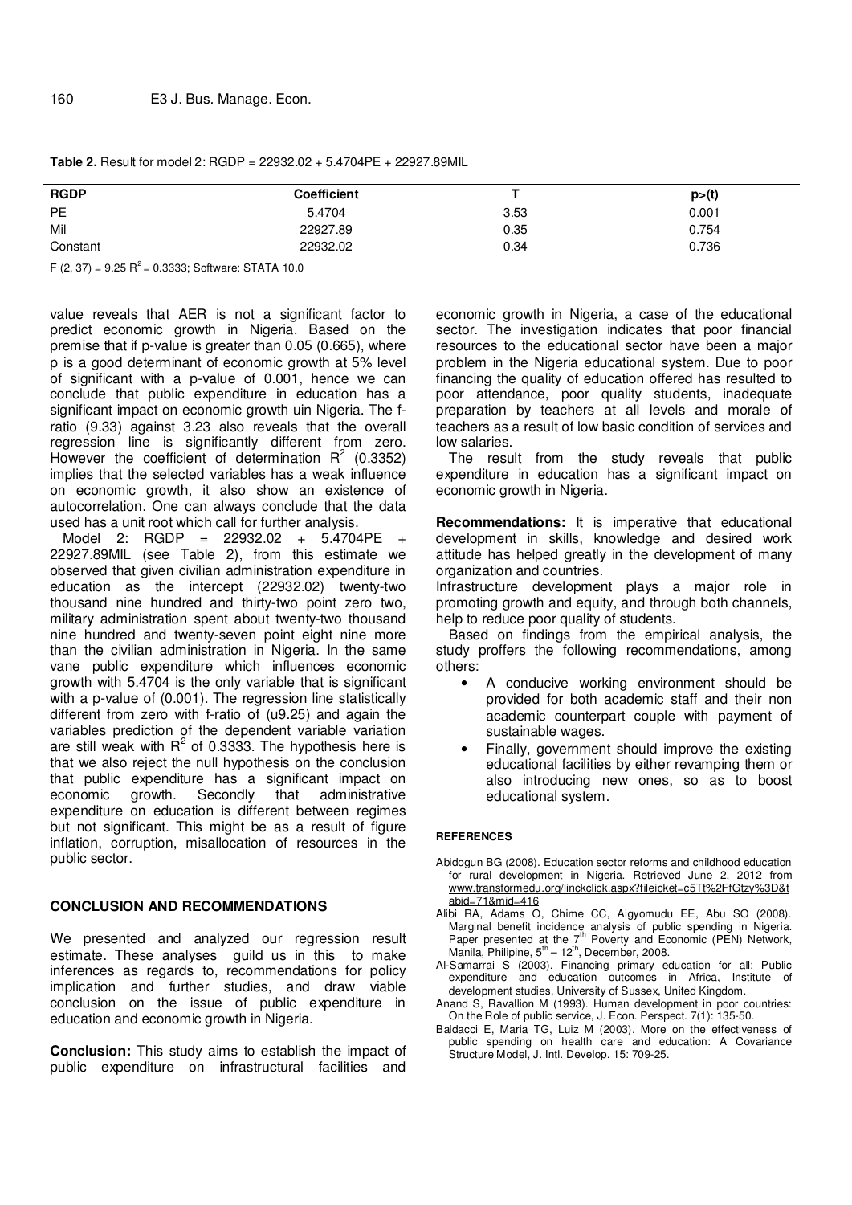**Table 2.** Result for model 2: RGDP = 22932.02 + 5.4704PE + 22927.89MIL

| RGDP | Coefficient | T | p>(t) |
|---|---|---|---|
| PE | 5.4704 | 3.53 | 0.001 |
| Mil | 22927.89 | 0.35 | 0.754 |
| Constant | 22932.02 | 0.34 | 0.736 |

$F (2, 37) = 9.25$ $R^2 = 0.3333$; Software: STATA 10.0

value reveals that AER is not a significant factor to predict economic growth in Nigeria. Based on the premise that if p-value is greater than 0.05 (0.665), where p is a good determinant of economic growth at 5% level of significant with a p-value of 0.001, hence we can conclude that public expenditure in education has a significant impact on economic growth uin Nigeria. The f-ratio (9.33) against 3.23 also reveals that the overall regression line is significantly different from zero. However the coefficient of determination $R^2$ (0.3352) implies that the selected variables has a weak influence on economic growth, it also show an existence of autocorrelation. One can always conclude that the data used has a unit root which call for further analysis.

Model 2: RGDP = 22932.02 + 5.4704PE + 22927.89MIL (see Table 2), from this estimate we observed that given civilian administration expenditure in education as the intercept (22932.02) twenty-two thousand nine hundred and thirty-two point zero two, military administration spent about twenty-two thousand nine hundred and twenty-seven point eight nine more than the civilian administration in Nigeria. In the same vane public expenditure which influences economic growth with 5.4704 is the only variable that is significant with a p-value of (0.001). The regression line statistically different from zero with f-ratio of (u9.25) and again the variables prediction of the dependent variable variation are still weak with $R^2$ of 0.3333. The hypothesis here is that we also reject the null hypothesis on the conclusion that public expenditure has a significant impact on economic growth. Secondly that administrative expenditure on education is different between regimes but not significant. This might be as a result of figure inflation, corruption, misallocation of resources in the public sector.

## CONCLUSION AND RECOMMENDATIONS

We presented and analyzed our regression result estimate. These analyses guild us in this to make inferences as regards to, recommendations for policy implication and further studies, and draw viable conclusion on the issue of public expenditure in education and economic growth in Nigeria.

**Conclusion:** This study aims to establish the impact of public expenditure on infrastructural facilities and economic growth in Nigeria, a case of the educational sector. The investigation indicates that poor financial resources to the educational sector have been a major problem in the Nigeria educational system. Due to poor financing the quality of education offered has resulted to poor attendance, poor quality students, inadequate preparation by teachers at all levels and morale of teachers as a result of low basic condition of services and low salaries.

The result from the study reveals that public expenditure in education has a significant impact on economic growth in Nigeria.

**Recommendations:** It is imperative that educational development in skills, knowledge and desired work attitude has helped greatly in the development of many organization and countries.

Infrastructure development plays a major role in promoting growth and equity, and through both channels, help to reduce poor quality of students.

Based on findings from the empirical analysis, the study proffers the following recommendations, among others:

- A conducive working environment should be provided for both academic staff and their non academic counterpart couple with payment of sustainable wages.
- Finally, government should improve the existing educational facilities by either revamping them or also introducing new ones, so as to boost educational system.

### REFERENCES

Abidogun BG (2008). Education sector reforms and childhood education for rural development in Nigeria. Retrieved June 2, 2012 from www.transformedu.org/linckclick.aspx?fileicket=c5Tt%2FfGtzy%3D&tabid=71&mid=416

Alibi RA, Adams O, Chime CC, Aigyomudu EE, Abu SO (2008). Marginal benefit incidence analysis of public spending in Nigeria. Paper presented at the 7th Poverty and Economic (PEN) Network, Manila, Philipine, 5th – 12th, December, 2008.

Al-Samarrai S (2003). Financing primary education for all: Public expenditure and education outcomes in Africa, Institute of development studies, University of Sussex, United Kingdom.

Anand S, Ravallion M (1993). Human development in poor countries: On the Role of public service, J. Econ. Perspect. 7(1): 135-50.

Baldacci E, Maria TG, Luiz M (2003). More on the effectiveness of public spending on health care and education: A Covariance Structure Model, J. Intl. Develop. 15: 709-25.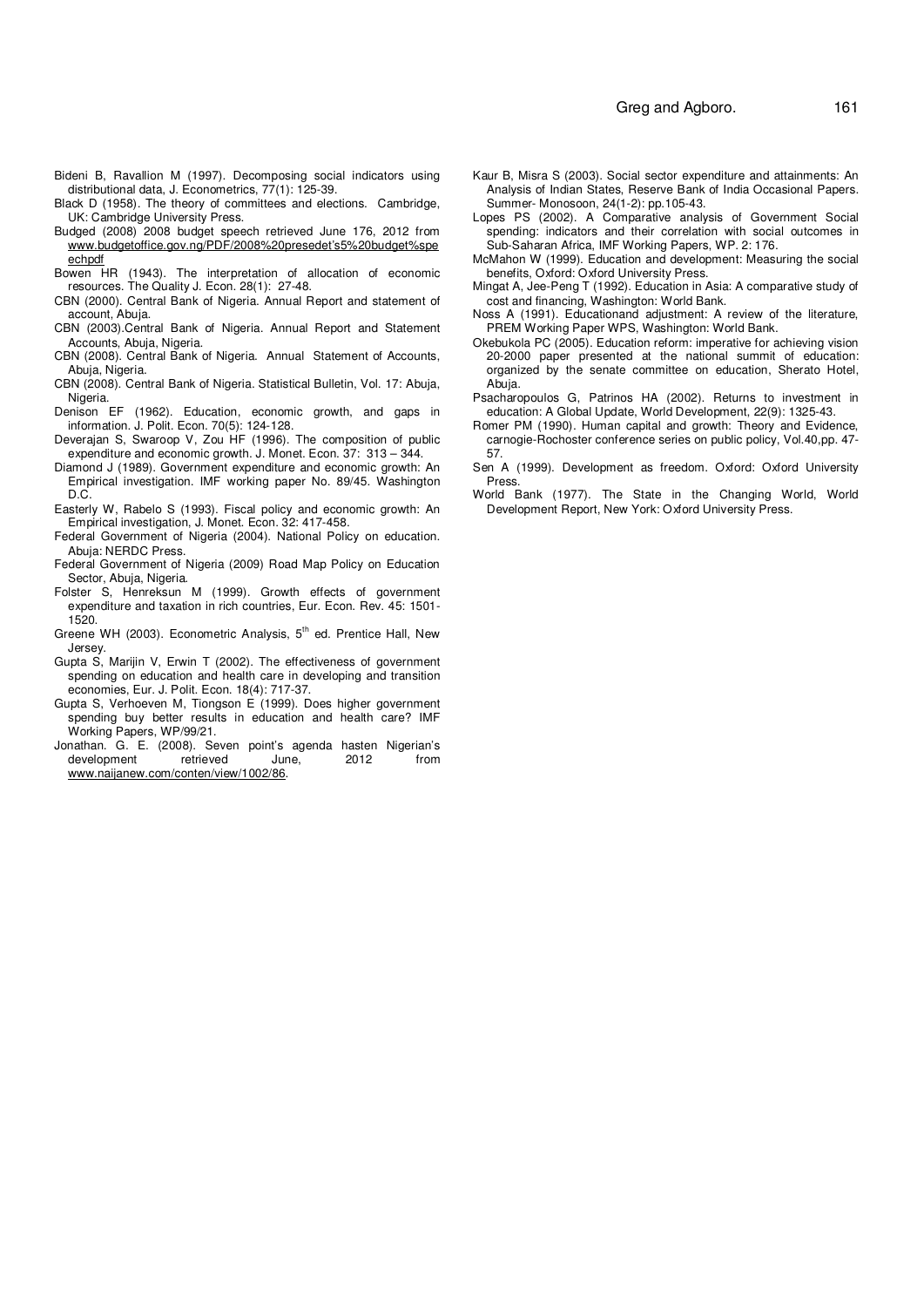Bideni B, Ravallion M (1997). Decomposing social indicators using distributional data, J. Econometrics, 77(1): 125-39.

Black D (1958). The theory of committees and elections. Cambridge, UK: Cambridge University Press.

Budged (2008) 2008 budget speech retrieved June 176, 2012 from www.budgetoffice.gov.ng/PDF/2008%20presedet's5%20budget%speechpdf

Bowen HR (1943). The interpretation of allocation of economic resources. The Quality J. Econ. 28(1): 27-48.

CBN (2000). Central Bank of Nigeria. Annual Report and statement of account, Abuja.

CBN (2003).Central Bank of Nigeria. Annual Report and Statement Accounts, Abuja, Nigeria.

CBN (2008). Central Bank of Nigeria. Annual Statement of Accounts, Abuja, Nigeria.

CBN (2008). Central Bank of Nigeria. Statistical Bulletin, Vol. 17: Abuja, Nigeria.

Denison EF (1962). Education, economic growth, and gaps in information. J. Polit. Econ. 70(5): 124-128.

Deverajan S, Swaroop V, Zou HF (1996). The composition of public expenditure and economic growth. J. Monet. Econ. 37: 313 – 344.

Diamond J (1989). Government expenditure and economic growth: An Empirical investigation. IMF working paper No. 89/45. Washington D.C.

Easterly W, Rabelo S (1993). Fiscal policy and economic growth: An Empirical investigation, J. Monet. Econ. 32: 417-458.

Federal Government of Nigeria (2004). National Policy on education. Abuja: NERDC Press.

Federal Government of Nigeria (2009) Road Map Policy on Education Sector, Abuja, Nigeria.

Folster S, Henreksun M (1999). Growth effects of government expenditure and taxation in rich countries, Eur. Econ. Rev. 45: 1501-1520.

Greene WH (2003). Econometric Analysis, 5th ed. Prentice Hall, New Jersey.

Gupta S, Marijin V, Erwin T (2002). The effectiveness of government spending on education and health care in developing and transition economies, Eur. J. Polit. Econ. 18(4): 717-37.

Gupta S, Verhoeven M, Tiongson E (1999). Does higher government spending buy better results in education and health care? IMF Working Papers, WP/99/21.

Jonathan. G. E. (2008). Seven point's agenda hasten Nigerian's development retrieved June, 2012 from www.naijanew.com/conten/view/1002/86.

Kaur B, Misra S (2003). Social sector expenditure and attainments: An Analysis of Indian States, Reserve Bank of India Occasional Papers. Summer- Monosoon, 24(1-2): pp.105-43.

Lopes PS (2002). A Comparative analysis of Government Social spending: indicators and their correlation with social outcomes in Sub-Saharan Africa, IMF Working Papers, WP. 2: 176.

McMahon W (1999). Education and development: Measuring the social benefits, Oxford: Oxford University Press.

Mingat A, Jee-Peng T (1992). Education in Asia: A comparative study of cost and financing, Washington: World Bank.

Noss A (1991). Educationand adjustment: A review of the literature, PREM Working Paper WPS, Washington: World Bank.

Okebukola PC (2005). Education reform: imperative for achieving vision 20-2000 paper presented at the national summit of education: organized by the senate committee on education, Sherato Hotel, Abuja.

Psacharopoulos G, Patrinos HA (2002). Returns to investment in education: A Global Update, World Development, 22(9): 1325-43.

Romer PM (1990). Human capital and growth: Theory and Evidence, carnogie-Rochoster conference series on public policy, Vol.40,pp. 47-57.

Sen A (1999). Development as freedom. Oxford: Oxford University Press.

World Bank (1977). The State in the Changing World, World Development Report, New York: Oxford University Press.